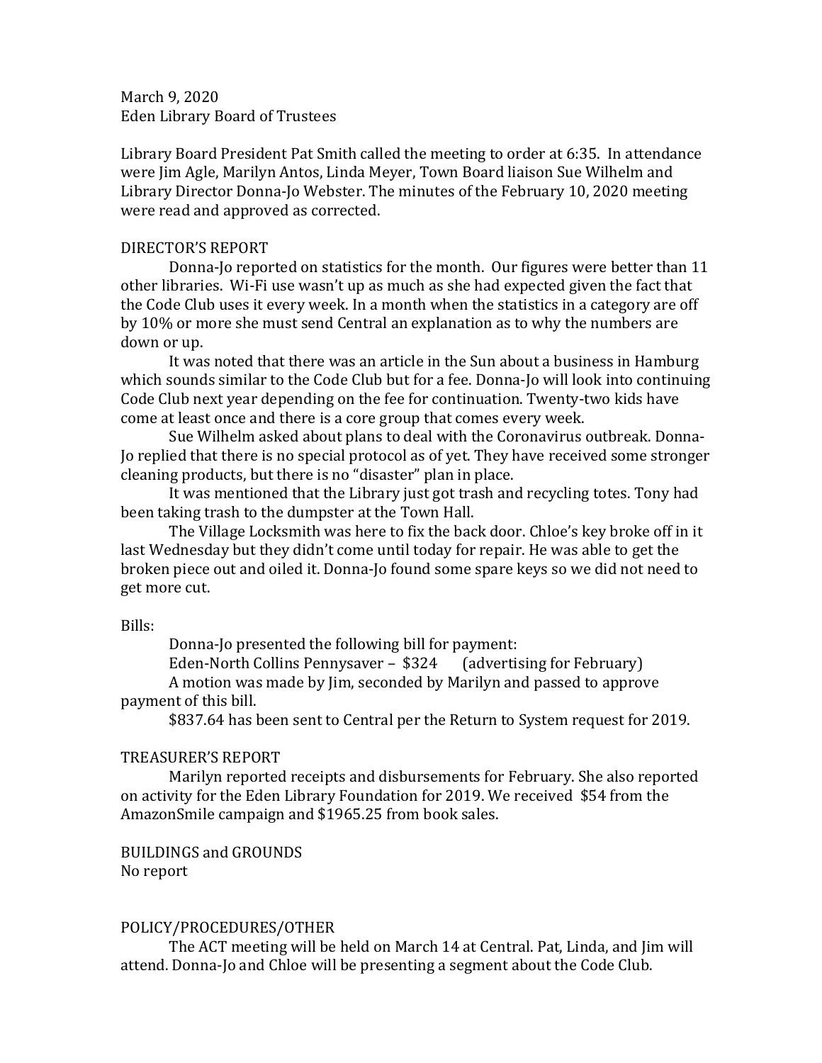March 9, 2020
Eden Library Board of Trustees

Library Board President Pat Smith called the meeting to order at 6:35. In attendance were Jim Agle, Marilyn Antos, Linda Meyer, Town Board liaison Sue Wilhelm and Library Director Donna-Jo Webster. The minutes of the February 10, 2020 meeting were read and approved as corrected.

## DIRECTOR'S REPORT

Donna-Jo reported on statistics for the month. Our figures were better than 11 other libraries. Wi-Fi use wasn't up as much as she had expected given the fact that the Code Club uses it every week. In a month when the statistics in a category are off by 10% or more she must send Central an explanation as to why the numbers are down or up.

It was noted that there was an article in the Sun about a business in Hamburg which sounds similar to the Code Club but for a fee. Donna-Jo will look into continuing Code Club next year depending on the fee for continuation. Twenty-two kids have come at least once and there is a core group that comes every week.

Sue Wilhelm asked about plans to deal with the Coronavirus outbreak. Donna-Jo replied that there is no special protocol as of yet. They have received some stronger cleaning products, but there is no "disaster" plan in place.

It was mentioned that the Library just got trash and recycling totes. Tony had been taking trash to the dumpster at the Town Hall.

The Village Locksmith was here to fix the back door. Chloe's key broke off in it last Wednesday but they didn't come until today for repair. He was able to get the broken piece out and oiled it. Donna-Jo found some spare keys so we did not need to get more cut.

Bills:

Donna-Jo presented the following bill for payment:

Eden-North Collins Pennysaver – $324 (advertising for February)

A motion was made by Jim, seconded by Marilyn and passed to approve payment of this bill.

$837.64 has been sent to Central per the Return to System request for 2019.

## TREASURER'S REPORT

Marilyn reported receipts and disbursements for February. She also reported on activity for the Eden Library Foundation for 2019. We received $54 from the AmazonSmile campaign and $1965.25 from book sales.

## BUILDINGS and GROUNDS

No report

## POLICY/PROCEDURES/OTHER

The ACT meeting will be held on March 14 at Central. Pat, Linda, and Jim will attend. Donna-Jo and Chloe will be presenting a segment about the Code Club.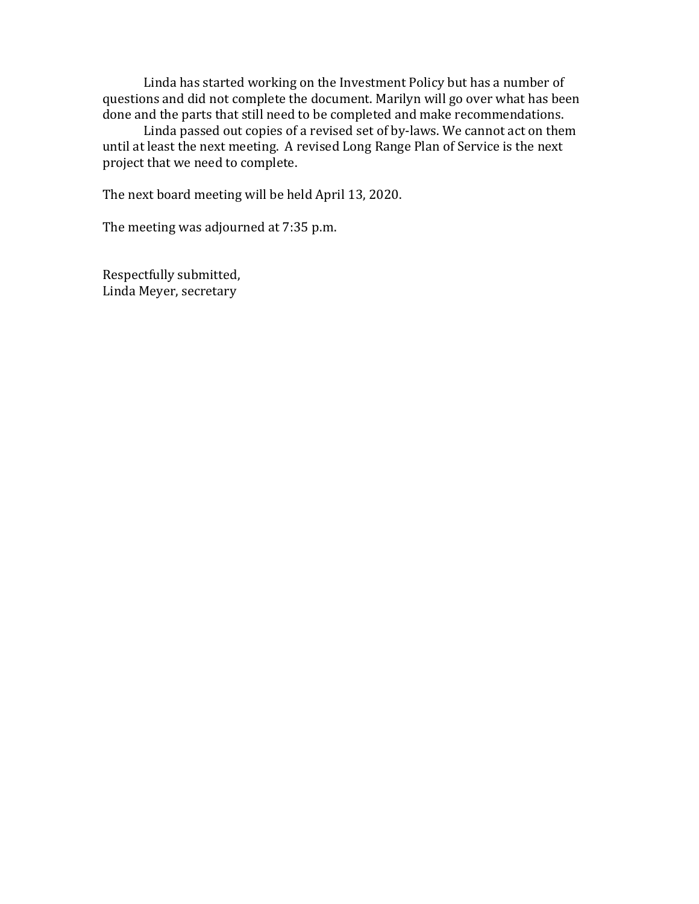Linda has started working on the Investment Policy but has a number of questions and did not complete the document. Marilyn will go over what has been done and the parts that still need to be completed and make recommendations.

Linda passed out copies of a revised set of by-laws. We cannot act on them until at least the next meeting. A revised Long Range Plan of Service is the next project that we need to complete.

The next board meeting will be held April 13, 2020.

The meeting was adjourned at 7:35 p.m.

Respectfully submitted,
Linda Meyer, secretary